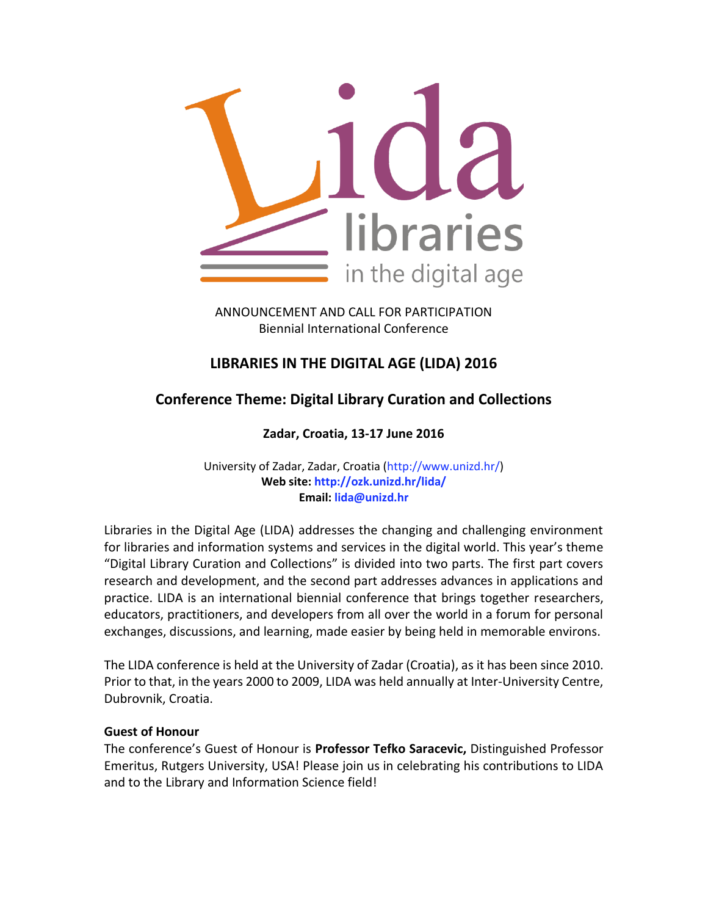Lida
libraries
in the digital age

ANNOUNCEMENT AND CALL FOR PARTICIPATION
Biennial International Conference

# LIBRARIES IN THE DIGITAL AGE (LIDA) 2016

## Conference Theme: Digital Library Curation and Collections

### Zadar, Croatia, 13-17 June 2016

University of Zadar, Zadar, Croatia (http://www.unizd.hr/)
**Web site: http://ozk.unizd.hr/lida/**
**Email: lida@unizd.hr**

Libraries in the Digital Age (LIDA) addresses the changing and challenging environment for libraries and information systems and services in the digital world. This year's theme "Digital Library Curation and Collections" is divided into two parts. The first part covers research and development, and the second part addresses advances in applications and practice. LIDA is an international biennial conference that brings together researchers, educators, practitioners, and developers from all over the world in a forum for personal exchanges, discussions, and learning, made easier by being held in memorable environs.

The LIDA conference is held at the University of Zadar (Croatia), as it has been since 2010. Prior to that, in the years 2000 to 2009, LIDA was held annually at Inter-University Centre, Dubrovnik, Croatia.

**Guest of Honour**
The conference's Guest of Honour is **Professor Tefko Saracevic,** Distinguished Professor Emeritus, Rutgers University, USA! Please join us in celebrating his contributions to LIDA and to the Library and Information Science field!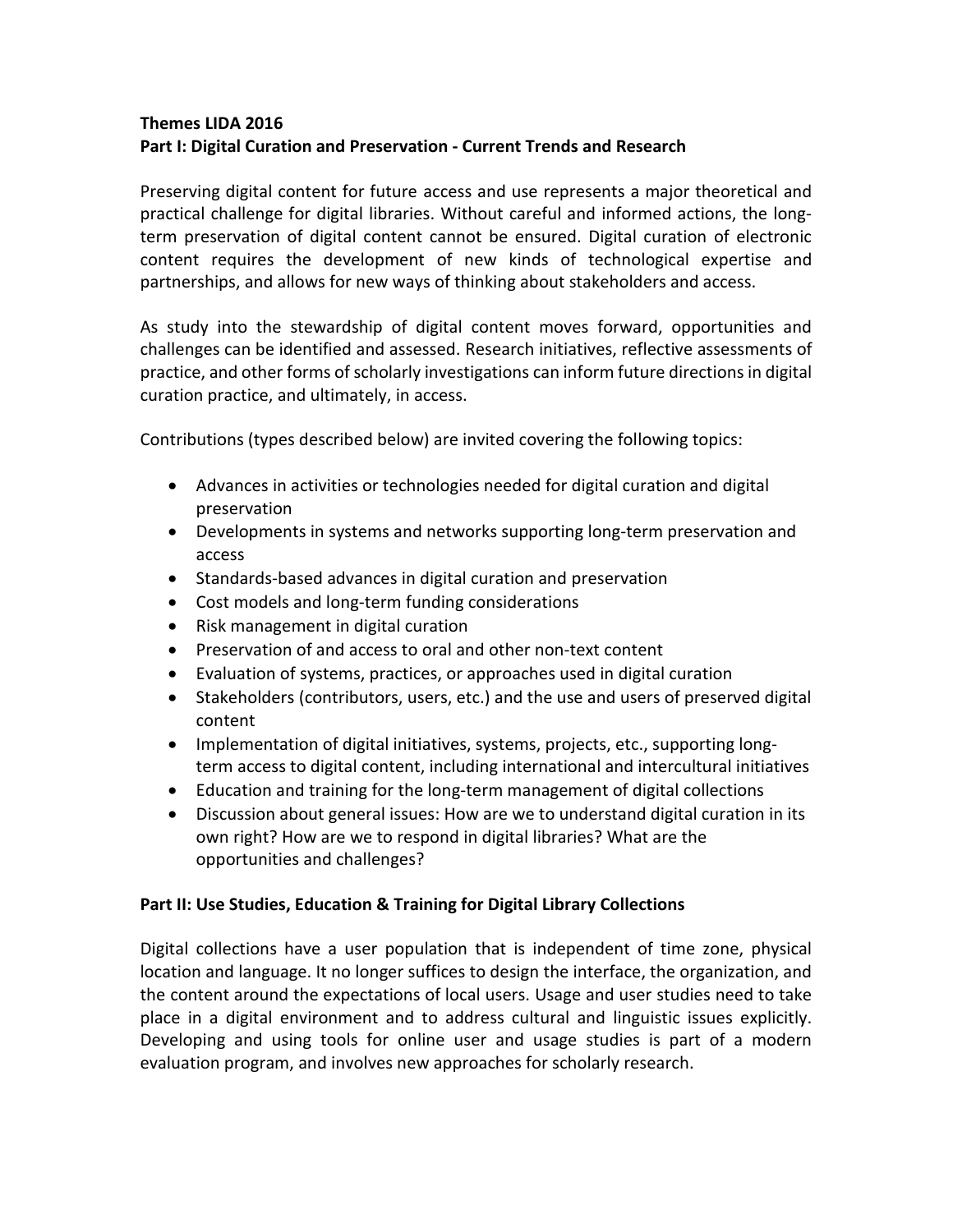**Themes LIDA 2016**

**Part I: Digital Curation and Preservation - Current Trends and Research**

Preserving digital content for future access and use represents a major theoretical and practical challenge for digital libraries. Without careful and informed actions, the long-term preservation of digital content cannot be ensured. Digital curation of electronic content requires the development of new kinds of technological expertise and partnerships, and allows for new ways of thinking about stakeholders and access.

As study into the stewardship of digital content moves forward, opportunities and challenges can be identified and assessed. Research initiatives, reflective assessments of practice, and other forms of scholarly investigations can inform future directions in digital curation practice, and ultimately, in access.

Contributions (types described below) are invited covering the following topics:

- Advances in activities or technologies needed for digital curation and digital preservation
- Developments in systems and networks supporting long-term preservation and access
- Standards-based advances in digital curation and preservation
- Cost models and long-term funding considerations
- Risk management in digital curation
- Preservation of and access to oral and other non-text content
- Evaluation of systems, practices, or approaches used in digital curation
- Stakeholders (contributors, users, etc.) and the use and users of preserved digital content
- Implementation of digital initiatives, systems, projects, etc., supporting long-term access to digital content, including international and intercultural initiatives
- Education and training for the long-term management of digital collections
- Discussion about general issues: How are we to understand digital curation in its own right? How are we to respond in digital libraries? What are the opportunities and challenges?

**Part II: Use Studies, Education & Training for Digital Library Collections**

Digital collections have a user population that is independent of time zone, physical location and language. It no longer suffices to design the interface, the organization, and the content around the expectations of local users. Usage and user studies need to take place in a digital environment and to address cultural and linguistic issues explicitly. Developing and using tools for online user and usage studies is part of a modern evaluation program, and involves new approaches for scholarly research.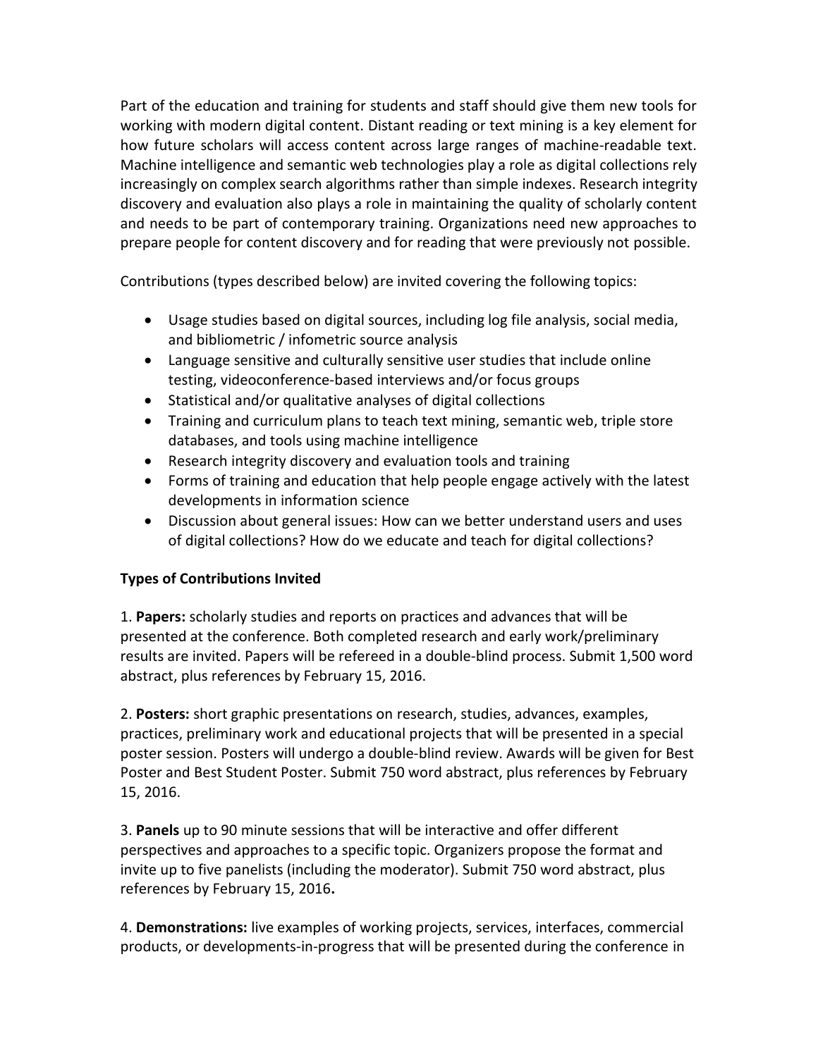Part of the education and training for students and staff should give them new tools for working with modern digital content. Distant reading or text mining is a key element for how future scholars will access content across large ranges of machine-readable text. Machine intelligence and semantic web technologies play a role as digital collections rely increasingly on complex search algorithms rather than simple indexes. Research integrity discovery and evaluation also plays a role in maintaining the quality of scholarly content and needs to be part of contemporary training. Organizations need new approaches to prepare people for content discovery and for reading that were previously not possible.

Contributions (types described below) are invited covering the following topics:

- Usage studies based on digital sources, including log file analysis, social media, and bibliometric / infometric source analysis
- Language sensitive and culturally sensitive user studies that include online testing, videoconference-based interviews and/or focus groups
- Statistical and/or qualitative analyses of digital collections
- Training and curriculum plans to teach text mining, semantic web, triple store databases, and tools using machine intelligence
- Research integrity discovery and evaluation tools and training
- Forms of training and education that help people engage actively with the latest developments in information science
- Discussion about general issues: How can we better understand users and uses of digital collections? How do we educate and teach for digital collections?

**Types of Contributions Invited**

1. **Papers:** scholarly studies and reports on practices and advances that will be presented at the conference. Both completed research and early work/preliminary results are invited. Papers will be refereed in a double-blind process. Submit 1,500 word abstract, plus references by February 15, 2016.

2. **Posters:** short graphic presentations on research, studies, advances, examples, practices, preliminary work and educational projects that will be presented in a special poster session. Posters will undergo a double-blind review. Awards will be given for Best Poster and Best Student Poster. Submit 750 word abstract, plus references by February 15, 2016.

3. **Panels** up to 90 minute sessions that will be interactive and offer different perspectives and approaches to a specific topic. Organizers propose the format and invite up to five panelists (including the moderator). Submit 750 word abstract, plus references by February 15, 2016**.**

4. **Demonstrations:** live examples of working projects, services, interfaces, commercial products, or developments-in-progress that will be presented during the conference in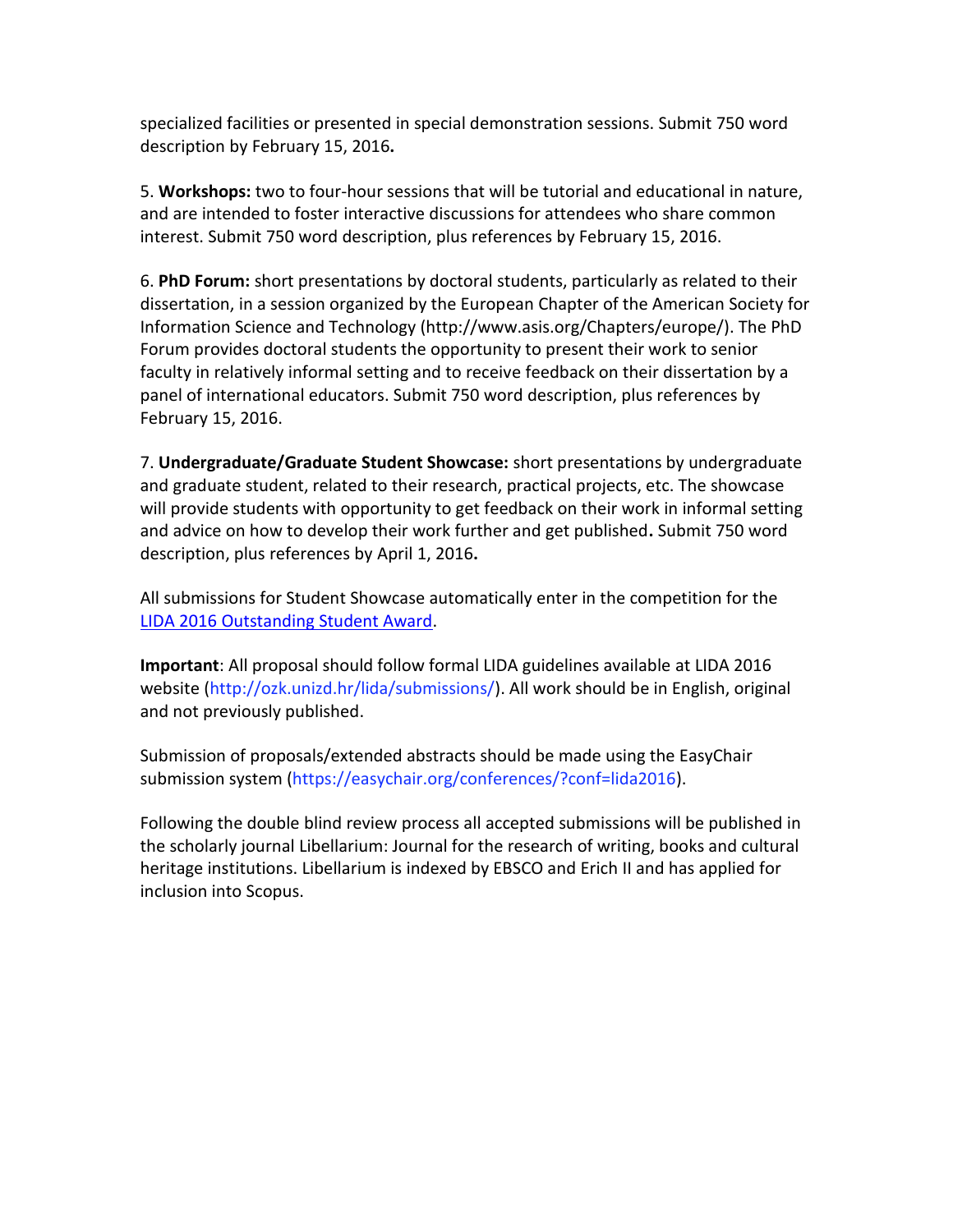specialized facilities or presented in special demonstration sessions. Submit 750 word description by February 15, 2016**.**

5. **Workshops:** two to four-hour sessions that will be tutorial and educational in nature, and are intended to foster interactive discussions for attendees who share common interest. Submit 750 word description, plus references by February 15, 2016.

6. **PhD Forum:** short presentations by doctoral students, particularly as related to their dissertation, in a session organized by the European Chapter of the American Society for Information Science and Technology (http://www.asis.org/Chapters/europe/). The PhD Forum provides doctoral students the opportunity to present their work to senior faculty in relatively informal setting and to receive feedback on their dissertation by a panel of international educators. Submit 750 word description, plus references by February 15, 2016.

7. **Undergraduate/Graduate Student Showcase:** short presentations by undergraduate and graduate student, related to their research, practical projects, etc. The showcase will provide students with opportunity to get feedback on their work in informal setting and advice on how to develop their work further and get published**.** Submit 750 word description, plus references by April 1, 2016**.**

All submissions for Student Showcase automatically enter in the competition for the LIDA 2016 Outstanding Student Award.

**Important**: All proposal should follow formal LIDA guidelines available at LIDA 2016 website (http://ozk.unizd.hr/lida/submissions/). All work should be in English, original and not previously published.

Submission of proposals/extended abstracts should be made using the EasyChair submission system (https://easychair.org/conferences/?conf=lida2016).

Following the double blind review process all accepted submissions will be published in the scholarly journal Libellarium: Journal for the research of writing, books and cultural heritage institutions. Libellarium is indexed by EBSCO and Erich II and has applied for inclusion into Scopus.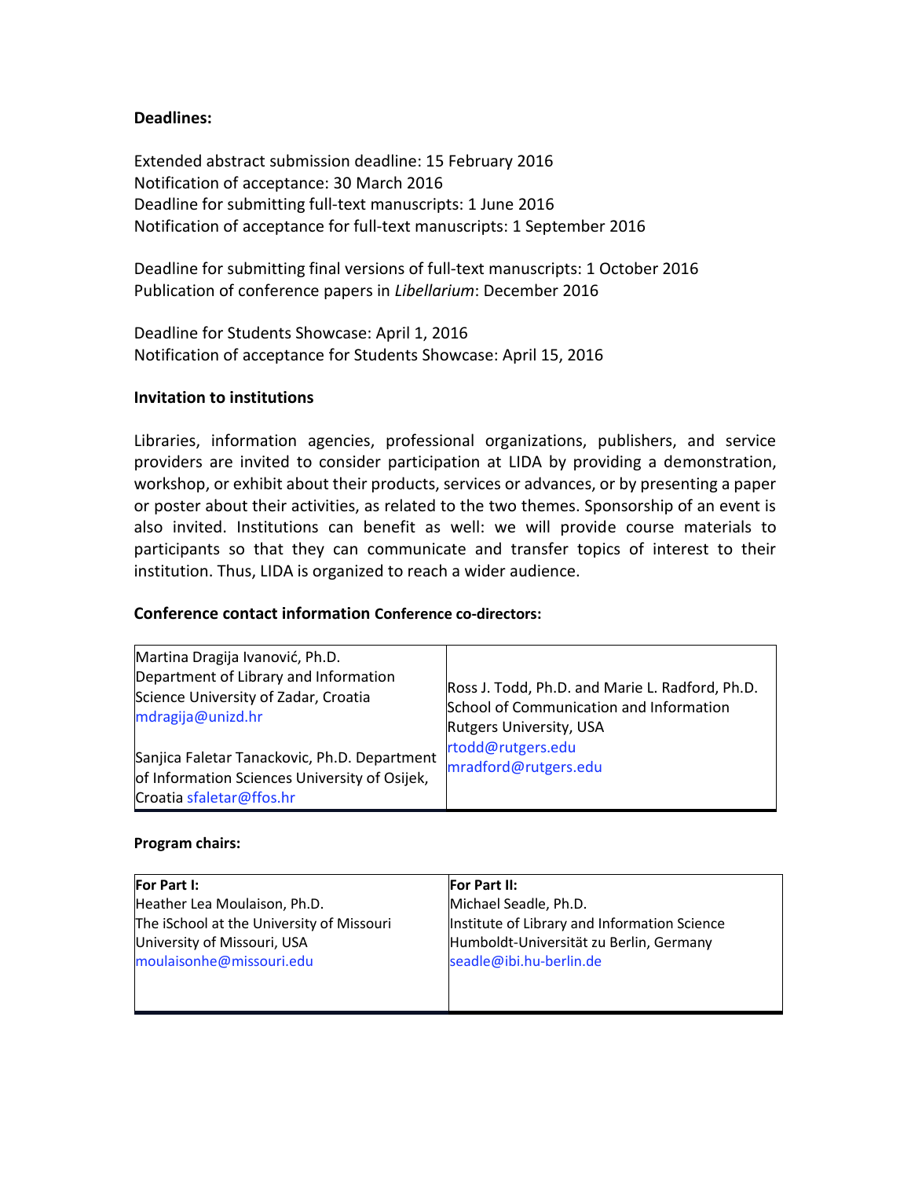**Deadlines:**

Extended abstract submission deadline: 15 February 2016
Notification of acceptance: 30 March 2016
Deadline for submitting full-text manuscripts: 1 June 2016
Notification of acceptance for full-text manuscripts: 1 September 2016

Deadline for submitting final versions of full-text manuscripts: 1 October 2016
Publication of conference papers in *Libellarium*: December 2016

Deadline for Students Showcase: April 1, 2016
Notification of acceptance for Students Showcase: April 15, 2016

**Invitation to institutions**

Libraries, information agencies, professional organizations, publishers, and service providers are invited to consider participation at LIDA by providing a demonstration, workshop, or exhibit about their products, services or advances, or by presenting a paper or poster about their activities, as related to the two themes. Sponsorship of an event is also invited. Institutions can benefit as well: we will provide course materials to participants so that they can communicate and transfer topics of interest to their institution. Thus, LIDA is organized to reach a wider audience.

**Conference contact information Conference co-directors:**

| | |
|---|---|
| Martina Dragija Ivanović, Ph.D.<br>Department of Library and Information Science University of Zadar, Croatia<br>mdragija@unizd.hr<br><br>Sanjica Faletar Tanackovic, Ph.D. Department of Information Sciences University of Osijek, Croatia sfaletar@ffos.hr | Ross J. Todd, Ph.D. and Marie L. Radford, Ph.D.<br>School of Communication and Information<br>Rutgers University, USA<br>rtodd@rutgers.edu<br>mradford@rutgers.edu |

**Program chairs:**

| **For Part I:** | **For Part II:** |
|---|---|
| Heather Lea Moulaison, Ph.D.<br>The iSchool at the University of Missouri<br>University of Missouri, USA<br>moulaisonhe@missouri.edu | Michael Seadle, Ph.D.<br>Institute of Library and Information Science<br>Humboldt-Universität zu Berlin, Germany<br>seadle@ibi.hu-berlin.de |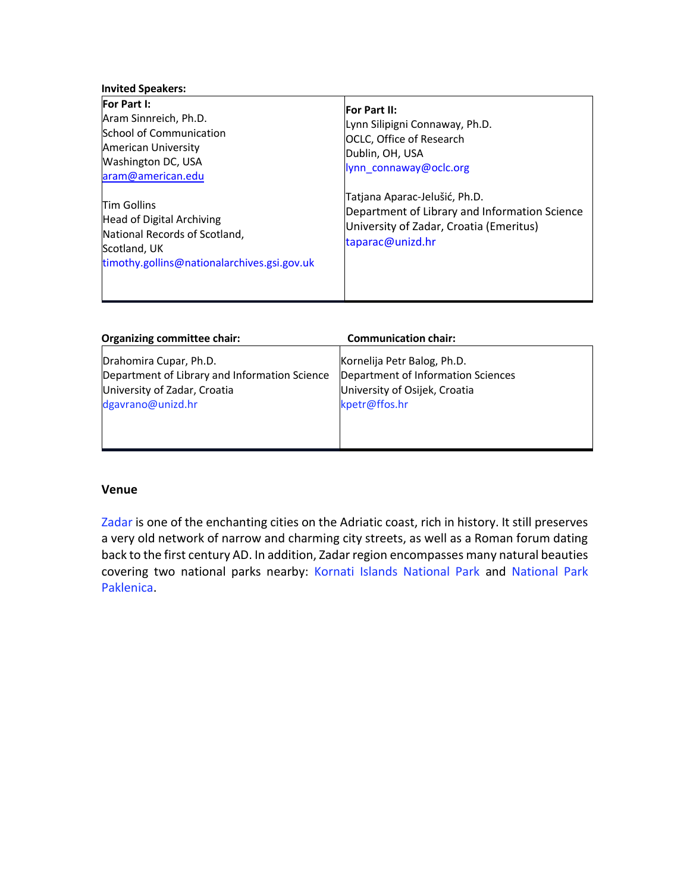**Invited Speakers:**

| **For Part I:** | **For Part II:** |
|---|---|
| Aram Sinnreich, Ph.D.<br>School of Communication<br>American University<br>Washington DC, USA<br>aram@american.edu<br><br>Tim Gollins<br>Head of Digital Archiving<br>National Records of Scotland,<br>Scotland, UK<br>timothy.gollins@nationalarchives.gsi.gov.uk | Lynn Silipigni Connaway, Ph.D.<br>OCLC, Office of Research<br>Dublin, OH, USA<br>lynn_connaway@oclc.org<br><br>Tatjana Aparac-Jelušić, Ph.D.<br>Department of Library and Information Science<br>University of Zadar, Croatia (Emeritus)<br>taparac@unizd.hr |

| **Organizing committee chair:** | **Communication chair:** |
|---|---|
| Drahomira Cupar, Ph.D.<br>Department of Library and Information Science<br>University of Zadar, Croatia<br>dgavrano@unizd.hr | Kornelija Petr Balog, Ph.D.<br>Department of Information Sciences<br>University of Osijek, Croatia<br>kpetr@ffos.hr |

## Venue

Zadar is one of the enchanting cities on the Adriatic coast, rich in history. It still preserves a very old network of narrow and charming city streets, as well as a Roman forum dating back to the first century AD. In addition, Zadar region encompasses many natural beauties covering two national parks nearby: Kornati Islands National Park and National Park Paklenica.